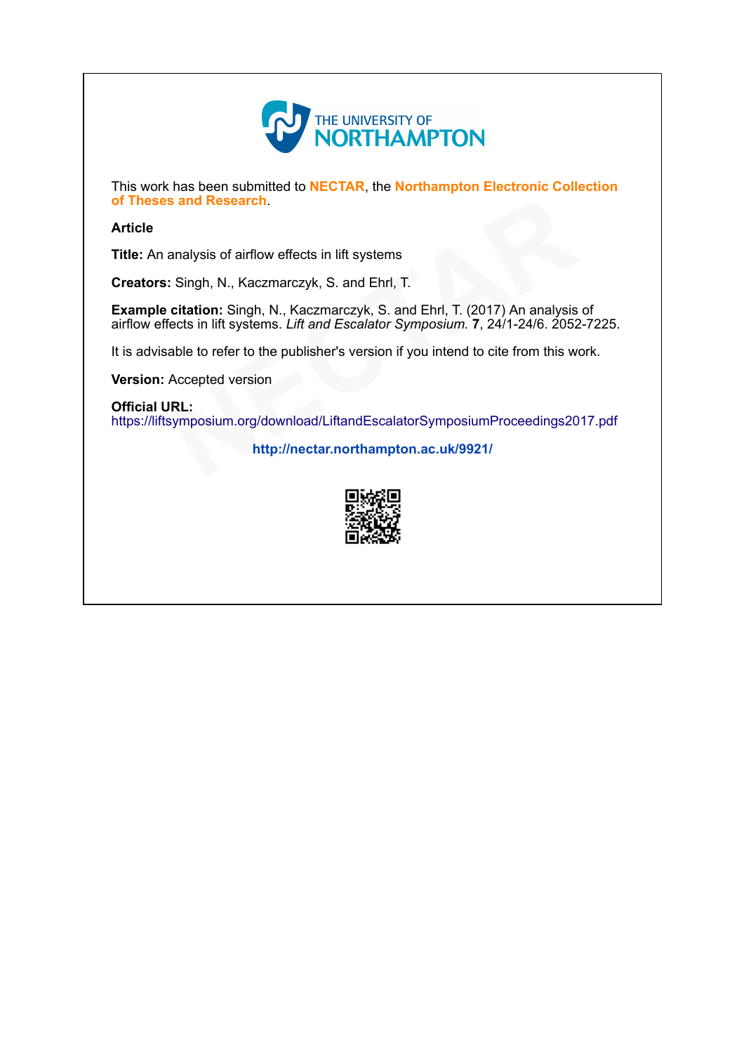THE UNIVERSITY OF NORTHAMPTON

This work has been submitted to **NECTAR**, the **Northampton Electronic Collection of Theses and Research**.

**Article**

**Title:** An analysis of airflow effects in lift systems

**Creators:** Singh, N., Kaczmarczyk, S. and Ehrl, T.

**Example citation:** Singh, N., Kaczmarczyk, S. and Ehrl, T. (2017) An analysis of airflow effects in lift systems. *Lift and Escalator Symposium.* **7**, 24/1-24/6. 2052-7225.

It is advisable to refer to the publisher's version if you intend to cite from this work.

**Version:** Accepted version

**Official URL:**
https://liftsymposium.org/download/LiftandEscalatorSymposiumProceedings2017.pdf

**http://nectar.northampton.ac.uk/9921/**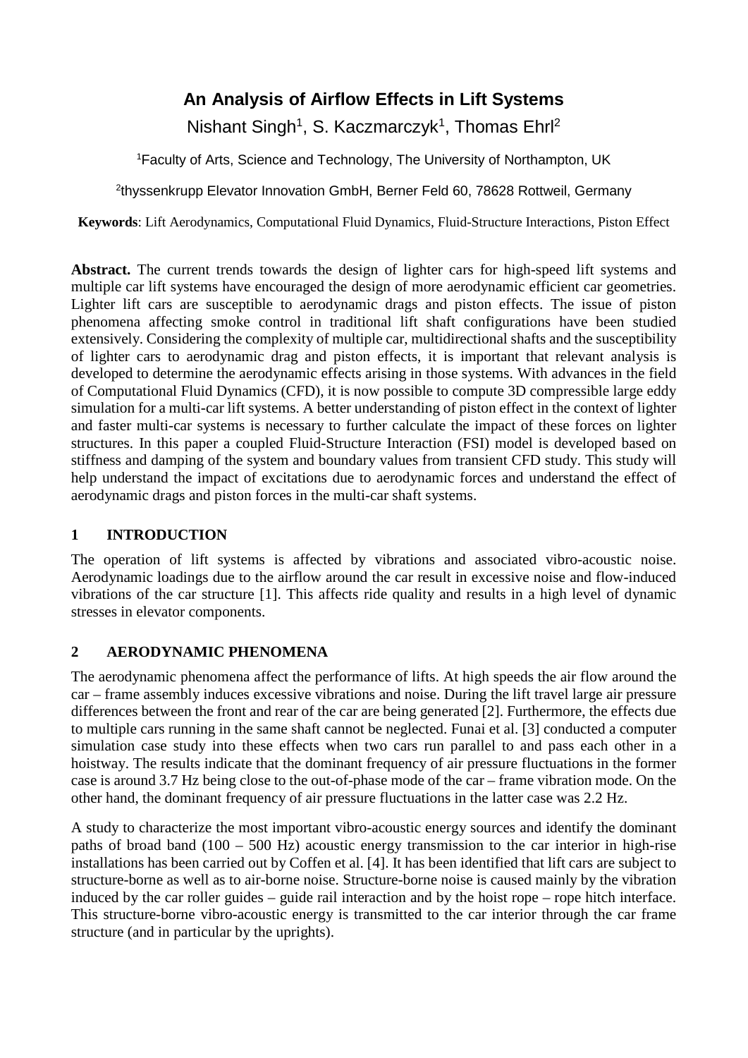# An Analysis of Airflow Effects in Lift Systems

Nishant Singh[1], S. Kaczmarczyk[1], Thomas Ehrl[2]

[1]Faculty of Arts, Science and Technology, The University of Northampton, UK

[2]thyssenkrupp Elevator Innovation GmbH, Berner Feld 60, 78628 Rottweil, Germany

**Keywords**: Lift Aerodynamics, Computational Fluid Dynamics, Fluid-Structure Interactions, Piston Effect

**Abstract.** The current trends towards the design of lighter cars for high-speed lift systems and multiple car lift systems have encouraged the design of more aerodynamic efficient car geometries. Lighter lift cars are susceptible to aerodynamic drags and piston effects. The issue of piston phenomena affecting smoke control in traditional lift shaft configurations have been studied extensively. Considering the complexity of multiple car, multidirectional shafts and the susceptibility of lighter cars to aerodynamic drag and piston effects, it is important that relevant analysis is developed to determine the aerodynamic effects arising in those systems. With advances in the field of Computational Fluid Dynamics (CFD), it is now possible to compute 3D compressible large eddy simulation for a multi-car lift systems. A better understanding of piston effect in the context of lighter and faster multi-car systems is necessary to further calculate the impact of these forces on lighter structures. In this paper a coupled Fluid-Structure Interaction (FSI) model is developed based on stiffness and damping of the system and boundary values from transient CFD study. This study will help understand the impact of excitations due to aerodynamic forces and understand the effect of aerodynamic drags and piston forces in the multi-car shaft systems.

## 1 INTRODUCTION

The operation of lift systems is affected by vibrations and associated vibro-acoustic noise. Aerodynamic loadings due to the airflow around the car result in excessive noise and flow-induced vibrations of the car structure [1]. This affects ride quality and results in a high level of dynamic stresses in elevator components.

## 2 AERODYNAMIC PHENOMENA

The aerodynamic phenomena affect the performance of lifts. At high speeds the air flow around the car – frame assembly induces excessive vibrations and noise. During the lift travel large air pressure differences between the front and rear of the car are being generated [2]. Furthermore, the effects due to multiple cars running in the same shaft cannot be neglected. Funai et al. [3] conducted a computer simulation case study into these effects when two cars run parallel to and pass each other in a hoistway. The results indicate that the dominant frequency of air pressure fluctuations in the former case is around 3.7 Hz being close to the out-of-phase mode of the car – frame vibration mode. On the other hand, the dominant frequency of air pressure fluctuations in the latter case was 2.2 Hz.

A study to characterize the most important vibro-acoustic energy sources and identify the dominant paths of broad band (100 – 500 Hz) acoustic energy transmission to the car interior in high-rise installations has been carried out by Coffen et al. [4]. It has been identified that lift cars are subject to structure-borne as well as to air-borne noise. Structure-borne noise is caused mainly by the vibration induced by the car roller guides – guide rail interaction and by the hoist rope – rope hitch interface. This structure-borne vibro-acoustic energy is transmitted to the car interior through the car frame structure (and in particular by the uprights).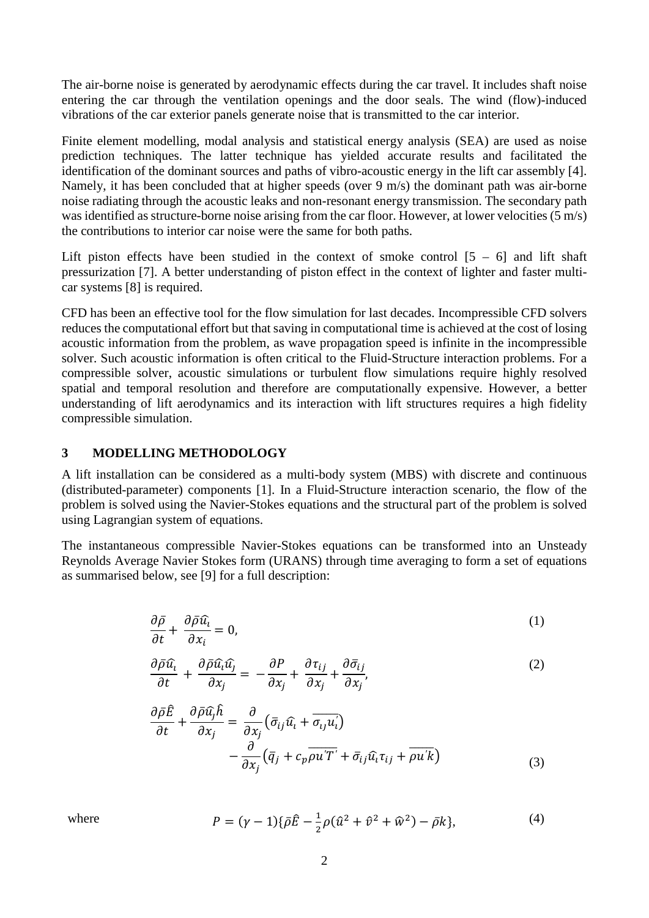The air-borne noise is generated by aerodynamic effects during the car travel. It includes shaft noise entering the car through the ventilation openings and the door seals. The wind (flow)-induced vibrations of the car exterior panels generate noise that is transmitted to the car interior.

Finite element modelling, modal analysis and statistical energy analysis (SEA) are used as noise prediction techniques. The latter technique has yielded accurate results and facilitated the identification of the dominant sources and paths of vibro-acoustic energy in the lift car assembly [4]. Namely, it has been concluded that at higher speeds (over 9 m/s) the dominant path was air-borne noise radiating through the acoustic leaks and non-resonant energy transmission. The secondary path was identified as structure-borne noise arising from the car floor. However, at lower velocities (5 m/s) the contributions to interior car noise were the same for both paths.

Lift piston effects have been studied in the context of smoke control [5 – 6] and lift shaft pressurization [7]. A better understanding of piston effect in the context of lighter and faster multi-car systems [8] is required.

CFD has been an effective tool for the flow simulation for last decades. Incompressible CFD solvers reduces the computational effort but that saving in computational time is achieved at the cost of losing acoustic information from the problem, as wave propagation speed is infinite in the incompressible solver. Such acoustic information is often critical to the Fluid-Structure interaction problems. For a compressible solver, acoustic simulations or turbulent flow simulations require highly resolved spatial and temporal resolution and therefore are computationally expensive. However, a better understanding of lift aerodynamics and its interaction with lift structures requires a high fidelity compressible simulation.

## 3 MODELLING METHODOLOGY

A lift installation can be considered as a multi-body system (MBS) with discrete and continuous (distributed-parameter) components [1]. In a Fluid-Structure interaction scenario, the flow of the problem is solved using the Navier-Stokes equations and the structural part of the problem is solved using Lagrangian system of equations.

The instantaneous compressible Navier-Stokes equations can be transformed into an Unsteady Reynolds Average Navier Stokes form (URANS) through time averaging to form a set of equations as summarised below, see [9] for a full description:

$$\frac{\partial \bar{\rho}}{\partial t} + \frac{\partial \bar{\rho} \hat{u}_i}{\partial x_i} = 0, \tag{1}$$

$$\frac{\partial \bar{\rho} \hat{u}_i}{\partial t} + \frac{\partial \bar{\rho} \hat{u}_i \hat{u}_j}{\partial x_j} = -\frac{\partial P}{\partial x_j} + \frac{\partial \tau_{ij}}{\partial x_j} + \frac{\partial \bar{\sigma}_{ij}}{\partial x_j}, \tag{2}$$

$$\frac{\partial \bar{\rho} \hat{E}}{\partial t} + \frac{\partial \bar{\rho} \hat{u}_j \hat{h}}{\partial x_j} = \frac{\partial}{\partial x_j}\left(\bar{\sigma}_{ij} \hat{u}_i + \overline{\sigma_{ij} u_i^{'}}\right) - \frac{\partial}{\partial x_j}\left(\bar{q}_j + c_p \overline{\rho u^{'} T^{'}} + \bar{\sigma}_{ij} \hat{u}_i \tau_{ij} + \overline{\rho u^{'} k}\right) \tag{3}$$

where

$$P = (\gamma - 1)\{\bar{\rho} \hat{E} - \tfrac{1}{2}\rho(\hat{u}^2 + \hat{v}^2 + \hat{w}^2) - \bar{\rho} k\}, \tag{4}$$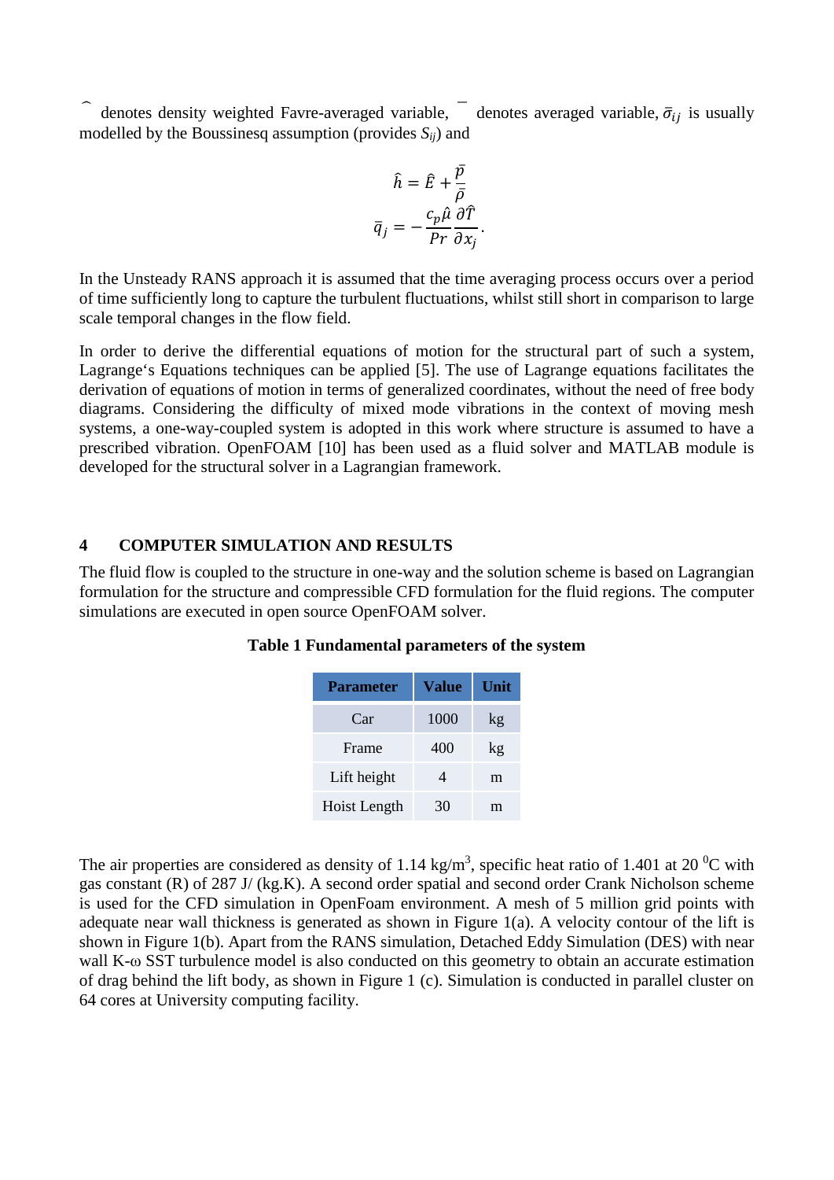$\widehat{\ }$ denotes density weighted Favre-averaged variable, $\bar{\ }$ denotes averaged variable, $\bar{\sigma}_{ij}$ is usually modelled by the Boussinesq assumption (provides $S_{ij}$) and

$$\hat{h} = \hat{E} + \frac{\bar{p}}{\bar{\rho}}$$

$$\bar{q}_j = -\frac{c_p \hat{\mu}}{Pr} \frac{\partial \hat{T}}{\partial x_j}.$$

In the Unsteady RANS approach it is assumed that the time averaging process occurs over a period of time sufficiently long to capture the turbulent fluctuations, whilst still short in comparison to large scale temporal changes in the flow field.

In order to derive the differential equations of motion for the structural part of such a system, Lagrange's Equations techniques can be applied [5]. The use of Lagrange equations facilitates the derivation of equations of motion in terms of generalized coordinates, without the need of free body diagrams. Considering the difficulty of mixed mode vibrations in the context of moving mesh systems, a one-way-coupled system is adopted in this work where structure is assumed to have a prescribed vibration. OpenFOAM [10] has been used as a fluid solver and MATLAB module is developed for the structural solver in a Lagrangian framework.

## 4 COMPUTER SIMULATION AND RESULTS

The fluid flow is coupled to the structure in one-way and the solution scheme is based on Lagrangian formulation for the structure and compressible CFD formulation for the fluid regions. The computer simulations are executed in open source OpenFOAM solver.

**Table 1 Fundamental parameters of the system**

| Parameter | Value | Unit |
|---|---|---|
| Car | 1000 | kg |
| Frame | 400 | kg |
| Lift height | 4 | m |
| Hoist Length | 30 | m |

The air properties are considered as density of 1.14 kg/m$^3$, specific heat ratio of 1.401 at 20 $^0$C with gas constant (R) of 287 J/ (kg.K). A second order spatial and second order Crank Nicholson scheme is used for the CFD simulation in OpenFoam environment. A mesh of 5 million grid points with adequate near wall thickness is generated as shown in Figure 1(a). A velocity contour of the lift is shown in Figure 1(b). Apart from the RANS simulation, Detached Eddy Simulation (DES) with near wall K-ω SST turbulence model is also conducted on this geometry to obtain an accurate estimation of drag behind the lift body, as shown in Figure 1 (c). Simulation is conducted in parallel cluster on 64 cores at University computing facility.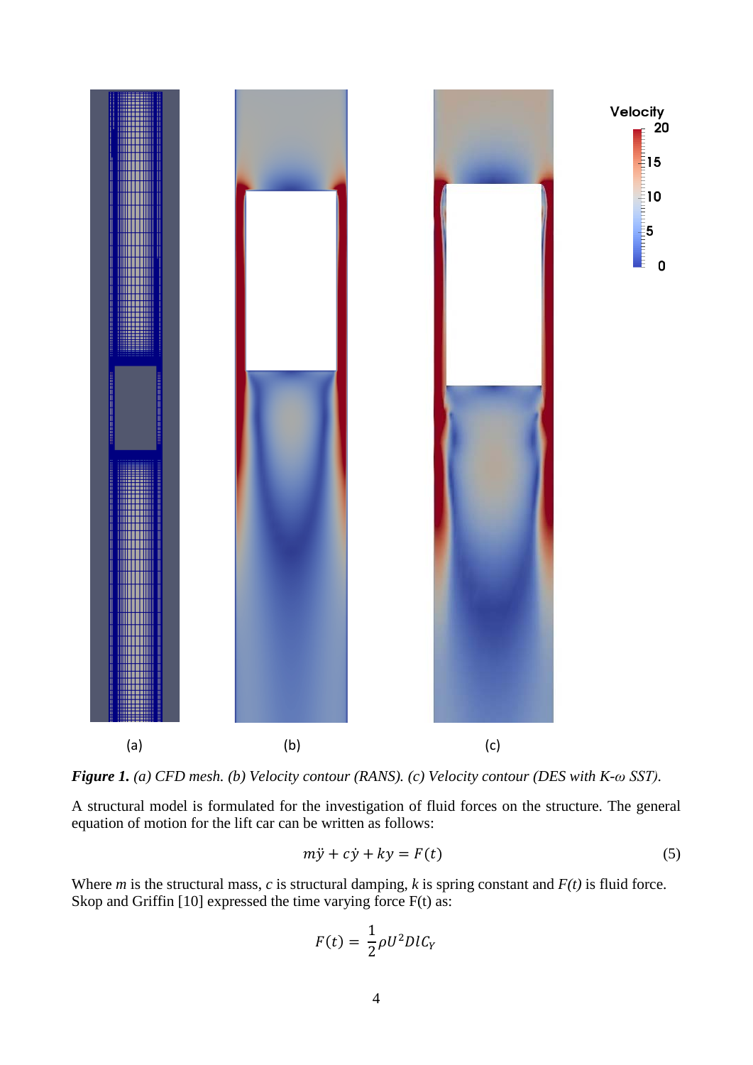***Figure 1.** (a) CFD mesh. (b) Velocity contour (RANS). (c) Velocity contour (DES with K-ω SST).*

A structural model is formulated for the investigation of fluid forces on the structure. The general equation of motion for the lift car can be written as follows:

$$m\ddot{y} + c\dot{y} + ky = F(t) \tag{5}$$

Where *m* is the structural mass, *c* is structural damping, *k* is spring constant and *F(t)* is fluid force. Skop and Griffin [10] expressed the time varying force F(t) as:

$$F(t) = \frac{1}{2}\rho U^2 D l C_Y$$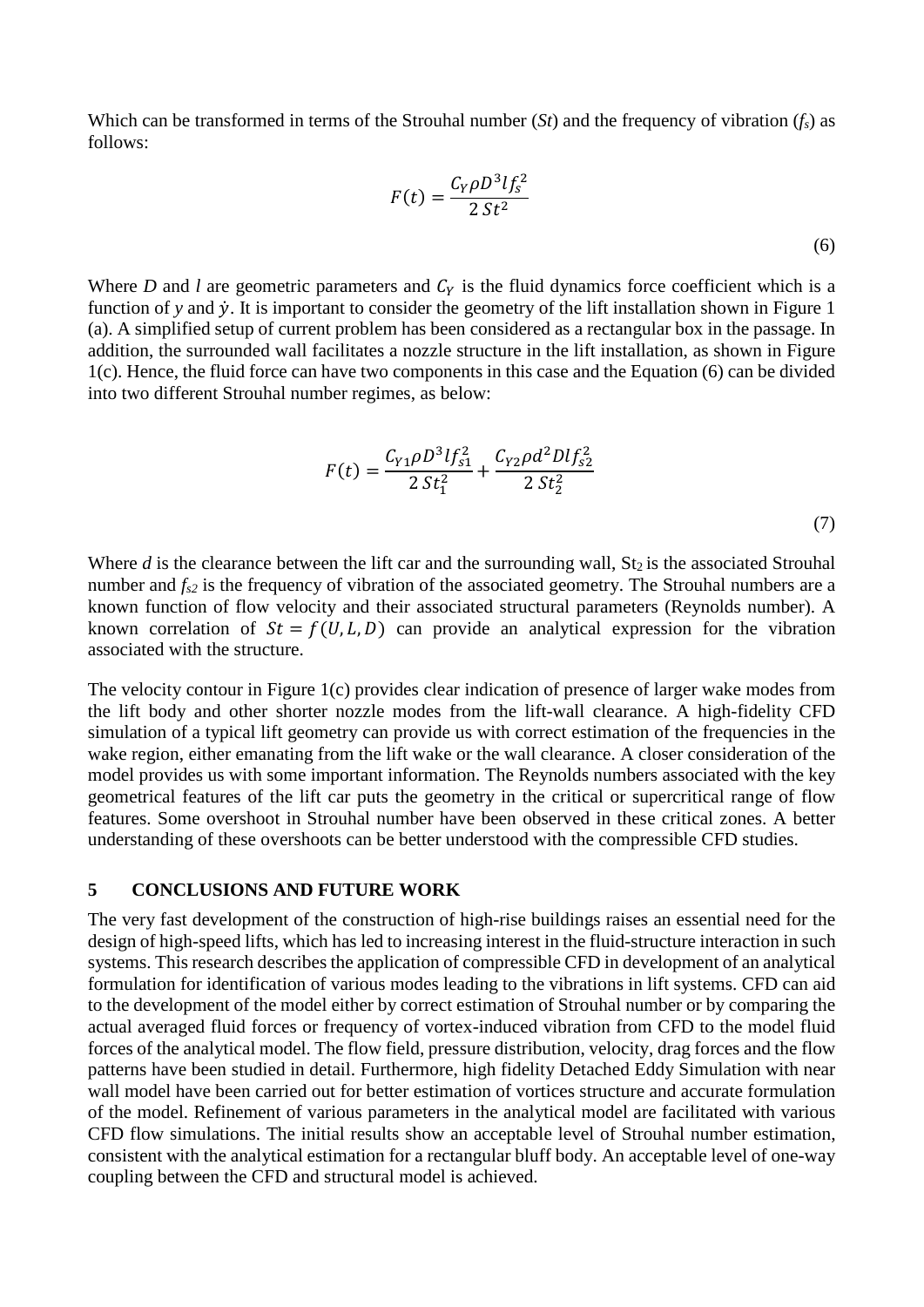Which can be transformed in terms of the Strouhal number ($St$) and the frequency of vibration ($f_s$) as follows:

$$F(t) = \frac{C_Y \rho D^3 l f_s^2}{2\, St^2} \tag{6}$$

Where $D$ and $l$ are geometric parameters and $C_Y$ is the fluid dynamics force coefficient which is a function of $y$ and $\dot{y}$. It is important to consider the geometry of the lift installation shown in Figure 1 (a). A simplified setup of current problem has been considered as a rectangular box in the passage. In addition, the surrounded wall facilitates a nozzle structure in the lift installation, as shown in Figure 1(c). Hence, the fluid force can have two components in this case and the Equation (6) can be divided into two different Strouhal number regimes, as below:

$$F(t) = \frac{C_{Y1} \rho D^3 l f_{s1}^2}{2\, St_1^2} + \frac{C_{Y2} \rho d^2 D l f_{s2}^2}{2\, St_2^2} \tag{7}$$

Where $d$ is the clearance between the lift car and the surrounding wall, $St_2$ is the associated Strouhal number and $f_{s2}$ is the frequency of vibration of the associated geometry. The Strouhal numbers are a known function of flow velocity and their associated structural parameters (Reynolds number). A known correlation of $St = f(U, L, D)$ can provide an analytical expression for the vibration associated with the structure.

The velocity contour in Figure 1(c) provides clear indication of presence of larger wake modes from the lift body and other shorter nozzle modes from the lift-wall clearance. A high-fidelity CFD simulation of a typical lift geometry can provide us with correct estimation of the frequencies in the wake region, either emanating from the lift wake or the wall clearance. A closer consideration of the model provides us with some important information. The Reynolds numbers associated with the key geometrical features of the lift car puts the geometry in the critical or supercritical range of flow features. Some overshoot in Strouhal number have been observed in these critical zones. A better understanding of these overshoots can be better understood with the compressible CFD studies.

## 5 CONCLUSIONS AND FUTURE WORK

The very fast development of the construction of high-rise buildings raises an essential need for the design of high-speed lifts, which has led to increasing interest in the fluid-structure interaction in such systems. This research describes the application of compressible CFD in development of an analytical formulation for identification of various modes leading to the vibrations in lift systems. CFD can aid to the development of the model either by correct estimation of Strouhal number or by comparing the actual averaged fluid forces or frequency of vortex-induced vibration from CFD to the model fluid forces of the analytical model. The flow field, pressure distribution, velocity, drag forces and the flow patterns have been studied in detail. Furthermore, high fidelity Detached Eddy Simulation with near wall model have been carried out for better estimation of vortices structure and accurate formulation of the model. Refinement of various parameters in the analytical model are facilitated with various CFD flow simulations. The initial results show an acceptable level of Strouhal number estimation, consistent with the analytical estimation for a rectangular bluff body. An acceptable level of one-way coupling between the CFD and structural model is achieved.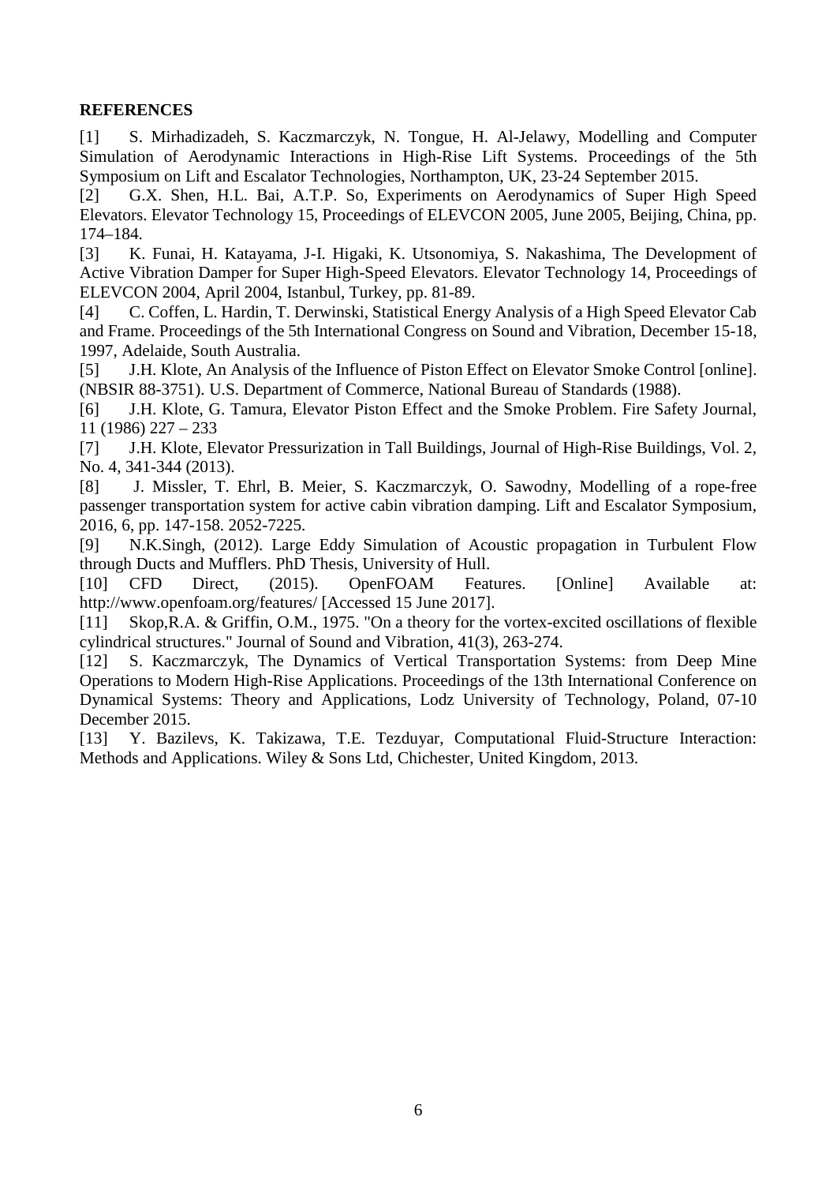## REFERENCES

[1] S. Mirhadizadeh, S. Kaczmarczyk, N. Tongue, H. Al-Jelawy, Modelling and Computer Simulation of Aerodynamic Interactions in High-Rise Lift Systems. Proceedings of the 5th Symposium on Lift and Escalator Technologies, Northampton, UK, 23-24 September 2015.

[2] G.X. Shen, H.L. Bai, A.T.P. So, Experiments on Aerodynamics of Super High Speed Elevators. Elevator Technology 15, Proceedings of ELEVCON 2005, June 2005, Beijing, China, pp. 174–184.

[3] K. Funai, H. Katayama, J-I. Higaki, K. Utsonomiya, S. Nakashima, The Development of Active Vibration Damper for Super High-Speed Elevators. Elevator Technology 14, Proceedings of ELEVCON 2004, April 2004, Istanbul, Turkey, pp. 81-89.

[4] C. Coffen, L. Hardin, T. Derwinski, Statistical Energy Analysis of a High Speed Elevator Cab and Frame. Proceedings of the 5th International Congress on Sound and Vibration, December 15-18, 1997, Adelaide, South Australia.

[5] J.H. Klote, An Analysis of the Influence of Piston Effect on Elevator Smoke Control [online]. (NBSIR 88-3751). U.S. Department of Commerce, National Bureau of Standards (1988).

[6] J.H. Klote, G. Tamura, Elevator Piston Effect and the Smoke Problem. Fire Safety Journal, 11 (1986) 227 – 233

[7] J.H. Klote, Elevator Pressurization in Tall Buildings, Journal of High-Rise Buildings, Vol. 2, No. 4, 341-344 (2013).

[8] J. Missler, T. Ehrl, B. Meier, S. Kaczmarczyk, O. Sawodny, Modelling of a rope-free passenger transportation system for active cabin vibration damping. Lift and Escalator Symposium, 2016, 6, pp. 147-158. 2052-7225.

[9] N.K.Singh, (2012). Large Eddy Simulation of Acoustic propagation in Turbulent Flow through Ducts and Mufflers. PhD Thesis, University of Hull.

[10] CFD Direct, (2015). OpenFOAM Features. [Online] Available at: http://www.openfoam.org/features/ [Accessed 15 June 2017].

[11] Skop,R.A. & Griffin, O.M., 1975. "On a theory for the vortex-excited oscillations of flexible cylindrical structures." Journal of Sound and Vibration, 41(3), 263-274.

[12] S. Kaczmarczyk, The Dynamics of Vertical Transportation Systems: from Deep Mine Operations to Modern High-Rise Applications. Proceedings of the 13th International Conference on Dynamical Systems: Theory and Applications, Lodz University of Technology, Poland, 07-10 December 2015.

[13] Y. Bazilevs, K. Takizawa, T.E. Tezduyar, Computational Fluid-Structure Interaction: Methods and Applications. Wiley & Sons Ltd, Chichester, United Kingdom, 2013.